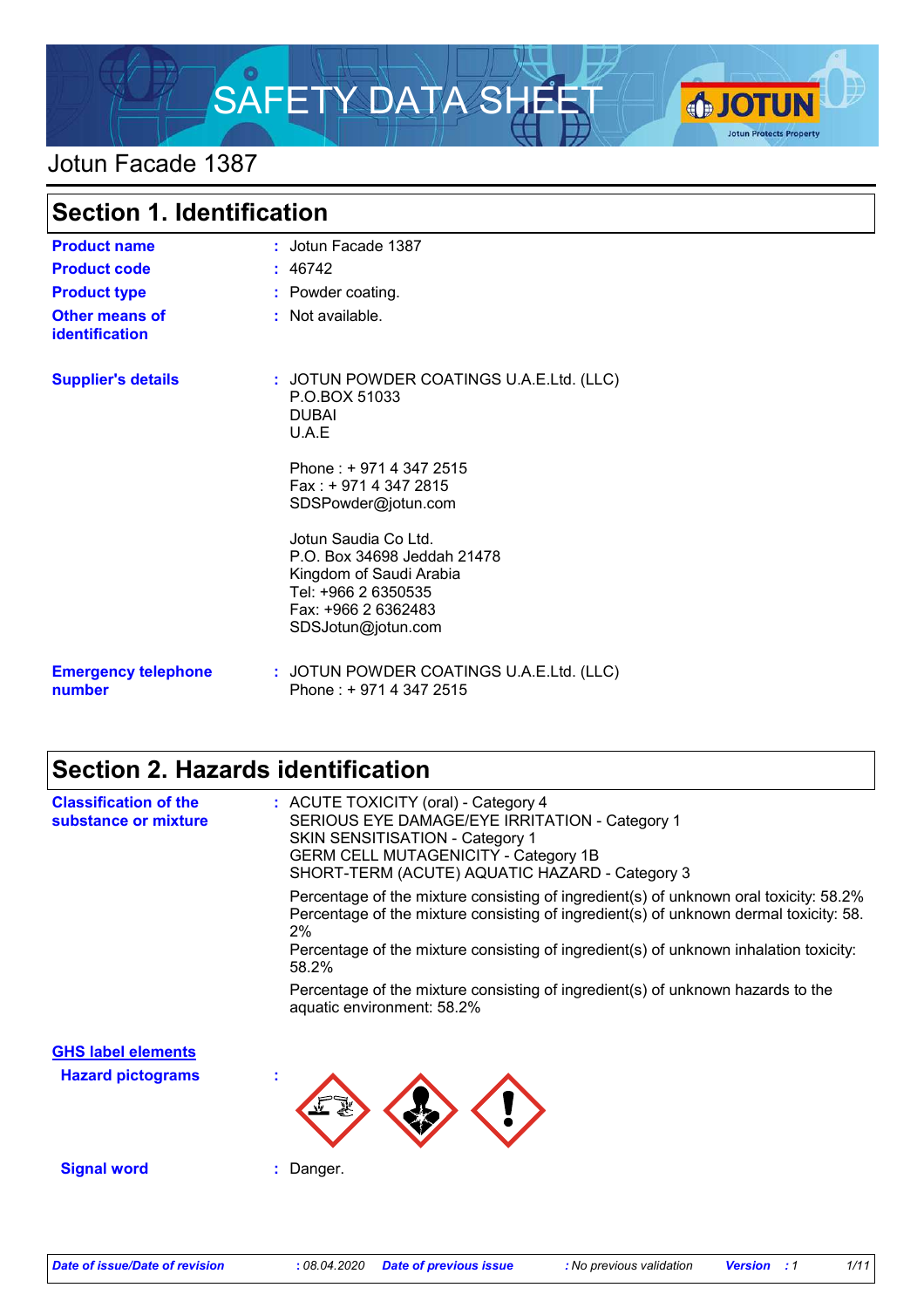# SAFETY DATA SHEET

## Jotun Facade 1387

## Section 1. Identification

**Product name** : Jotun Facade 1387

**Product code** : 46742

**Product type** : Powder coating.

**Other means of identification** : Not available.

**Supplier's details** : JOTUN POWDER COATINGS U.A.E.Ltd. (LLC)
P.O.BOX 51033
DUBAI
U.A.E

Phone : + 971 4 347 2515
Fax : + 971 4 347 2815
SDSPowder@jotun.com

Jotun Saudia Co Ltd.
P.O. Box 34698 Jeddah 21478
Kingdom of Saudi Arabia
Tel: +966 2 6350535
Fax: +966 2 6362483
SDSJotun@jotun.com

**Emergency telephone number** : JOTUN POWDER COATINGS U.A.E.Ltd. (LLC)
Phone : + 971 4 347 2515

## Section 2. Hazards identification

**Classification of the substance or mixture** : ACUTE TOXICITY (oral) - Category 4
SERIOUS EYE DAMAGE/EYE IRRITATION - Category 1
SKIN SENSITISATION - Category 1
GERM CELL MUTAGENICITY - Category 1B
SHORT-TERM (ACUTE) AQUATIC HAZARD - Category 3

Percentage of the mixture consisting of ingredient(s) of unknown oral toxicity: 58.2%
Percentage of the mixture consisting of ingredient(s) of unknown dermal toxicity: 58.2%
Percentage of the mixture consisting of ingredient(s) of unknown inhalation toxicity: 58.2%

Percentage of the mixture consisting of ingredient(s) of unknown hazards to the aquatic environment: 58.2%

**GHS label elements**

**Hazard pictograms** :

**Signal word** : Danger.

*Date of issue/Date of revision* : 08.04.2020 *Date of previous issue* : No previous validation *Version* : 1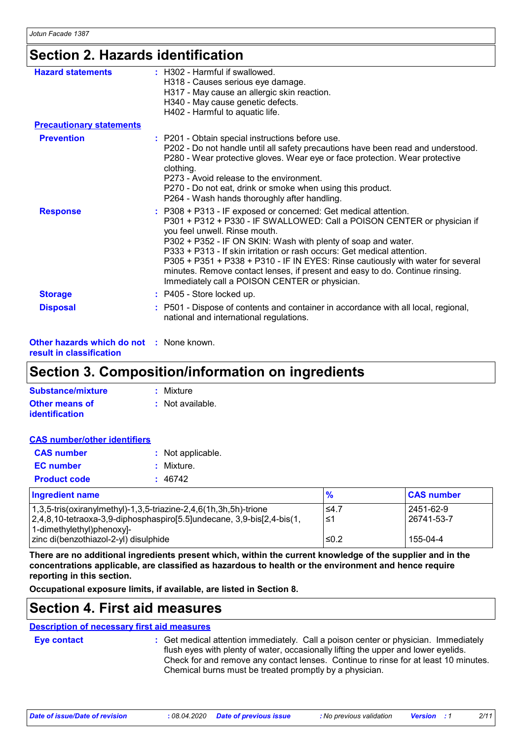## Section 2. Hazards identification

**Hazard statements** : H302 - Harmful if swallowed.
H318 - Causes serious eye damage.
H317 - May cause an allergic skin reaction.
H340 - May cause genetic defects.
H402 - Harmful to aquatic life.

**Precautionary statements**

**Prevention** : P201 - Obtain special instructions before use.
P202 - Do not handle until all safety precautions have been read and understood.
P280 - Wear protective gloves. Wear eye or face protection. Wear protective clothing.
P273 - Avoid release to the environment.
P270 - Do not eat, drink or smoke when using this product.
P264 - Wash hands thoroughly after handling.

**Response** : P308 + P313 - IF exposed or concerned: Get medical attention.
P301 + P312 + P330 - IF SWALLOWED: Call a POISON CENTER or physician if you feel unwell. Rinse mouth.
P302 + P352 - IF ON SKIN: Wash with plenty of soap and water.
P333 + P313 - If skin irritation or rash occurs: Get medical attention.
P305 + P351 + P338 + P310 - IF IN EYES: Rinse cautiously with water for several minutes. Remove contact lenses, if present and easy to do. Continue rinsing. Immediately call a POISON CENTER or physician.

**Storage** : P405 - Store locked up.

**Disposal** : P501 - Dispose of contents and container in accordance with all local, regional, national and international regulations.

**Other hazards which do not result in classification** : None known.

## Section 3. Composition/information on ingredients

**Substance/mixture** : Mixture

**Other means of identification** : Not available.

**CAS number/other identifiers**

**CAS number** : Not applicable.

**EC number** : Mixture.

**Product code** : 46742

| Ingredient name | % | CAS number |
|---|---|---|
| 1,3,5-tris(oxiranylmethyl)-1,3,5-triazine-2,4,6(1h,3h,5h)-trione | ≤4.7 | 2451-62-9 |
| 2,4,8,10-tetraoxa-3,9-diphosphaspiro[5.5]undecane, 3,9-bis[2,4-bis(1, 1-dimethylethyl)phenoxy]- | ≤1 | 26741-53-7 |
| zinc di(benzothiazol-2-yl) disulphide | ≤0.2 | 155-04-4 |

**There are no additional ingredients present which, within the current knowledge of the supplier and in the concentrations applicable, are classified as hazardous to health or the environment and hence require reporting in this section.**

**Occupational exposure limits, if available, are listed in Section 8.**

## Section 4. First aid measures

**Description of necessary first aid measures**

**Eye contact** : Get medical attention immediately. Call a poison center or physician. Immediately flush eyes with plenty of water, occasionally lifting the upper and lower eyelids. Check for and remove any contact lenses. Continue to rinse for at least 10 minutes. Chemical burns must be treated promptly by a physician.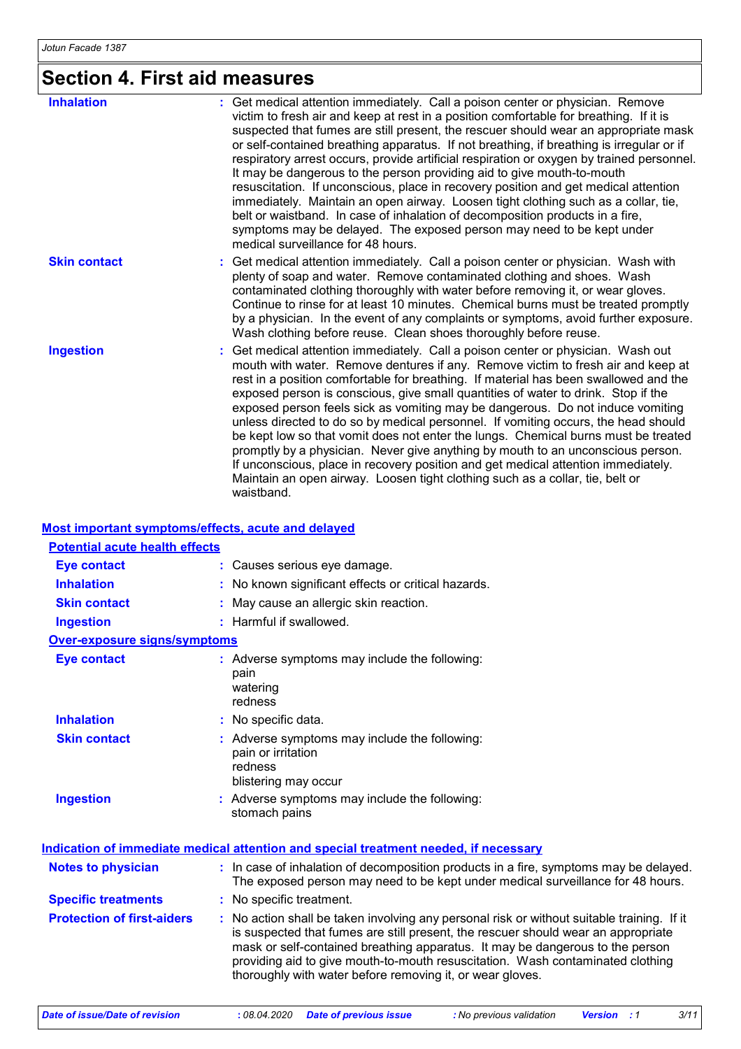# Section 4. First aid measures

| | |
|---|---|
| **Inhalation** | : Get medical attention immediately. Call a poison center or physician. Remove victim to fresh air and keep at rest in a position comfortable for breathing. If it is suspected that fumes are still present, the rescuer should wear an appropriate mask or self-contained breathing apparatus. If not breathing, if breathing is irregular or if respiratory arrest occurs, provide artificial respiration or oxygen by trained personnel. It may be dangerous to the person providing aid to give mouth-to-mouth resuscitation. If unconscious, place in recovery position and get medical attention immediately. Maintain an open airway. Loosen tight clothing such as a collar, tie, belt or waistband. In case of inhalation of decomposition products in a fire, symptoms may be delayed. The exposed person may need to be kept under medical surveillance for 48 hours. |
| **Skin contact** | : Get medical attention immediately. Call a poison center or physician. Wash with plenty of soap and water. Remove contaminated clothing and shoes. Wash contaminated clothing thoroughly with water before removing it, or wear gloves. Continue to rinse for at least 10 minutes. Chemical burns must be treated promptly by a physician. In the event of any complaints or symptoms, avoid further exposure. Wash clothing before reuse. Clean shoes thoroughly before reuse. |
| **Ingestion** | : Get medical attention immediately. Call a poison center or physician. Wash out mouth with water. Remove dentures if any. Remove victim to fresh air and keep at rest in a position comfortable for breathing. If material has been swallowed and the exposed person is conscious, give small quantities of water to drink. Stop if the exposed person feels sick as vomiting may be dangerous. Do not induce vomiting unless directed to do so by medical personnel. If vomiting occurs, the head should be kept low so that vomit does not enter the lungs. Chemical burns must be treated promptly by a physician. Never give anything by mouth to an unconscious person. If unconscious, place in recovery position and get medical attention immediately. Maintain an open airway. Loosen tight clothing such as a collar, tie, belt or waistband. |

## Most important symptoms/effects, acute and delayed

### Potential acute health effects

| | |
|---|---|
| **Eye contact** | : Causes serious eye damage. |
| **Inhalation** | : No known significant effects or critical hazards. |
| **Skin contact** | : May cause an allergic skin reaction. |
| **Ingestion** | : Harmful if swallowed. |

### Over-exposure signs/symptoms

| | |
|---|---|
| **Eye contact** | : Adverse symptoms may include the following:<br>pain<br>watering<br>redness |
| **Inhalation** | : No specific data. |
| **Skin contact** | : Adverse symptoms may include the following:<br>pain or irritation<br>redness<br>blistering may occur |
| **Ingestion** | : Adverse symptoms may include the following:<br>stomach pains |

## Indication of immediate medical attention and special treatment needed, if necessary

| | |
|---|---|
| **Notes to physician** | : In case of inhalation of decomposition products in a fire, symptoms may be delayed. The exposed person may need to be kept under medical surveillance for 48 hours. |
| **Specific treatments** | : No specific treatment. |
| **Protection of first-aiders** | : No action shall be taken involving any personal risk or without suitable training. If it is suspected that fumes are still present, the rescuer should wear an appropriate mask or self-contained breathing apparatus. It may be dangerous to the person providing aid to give mouth-to-mouth resuscitation. Wash contaminated clothing thoroughly with water before removing it, or wear gloves. |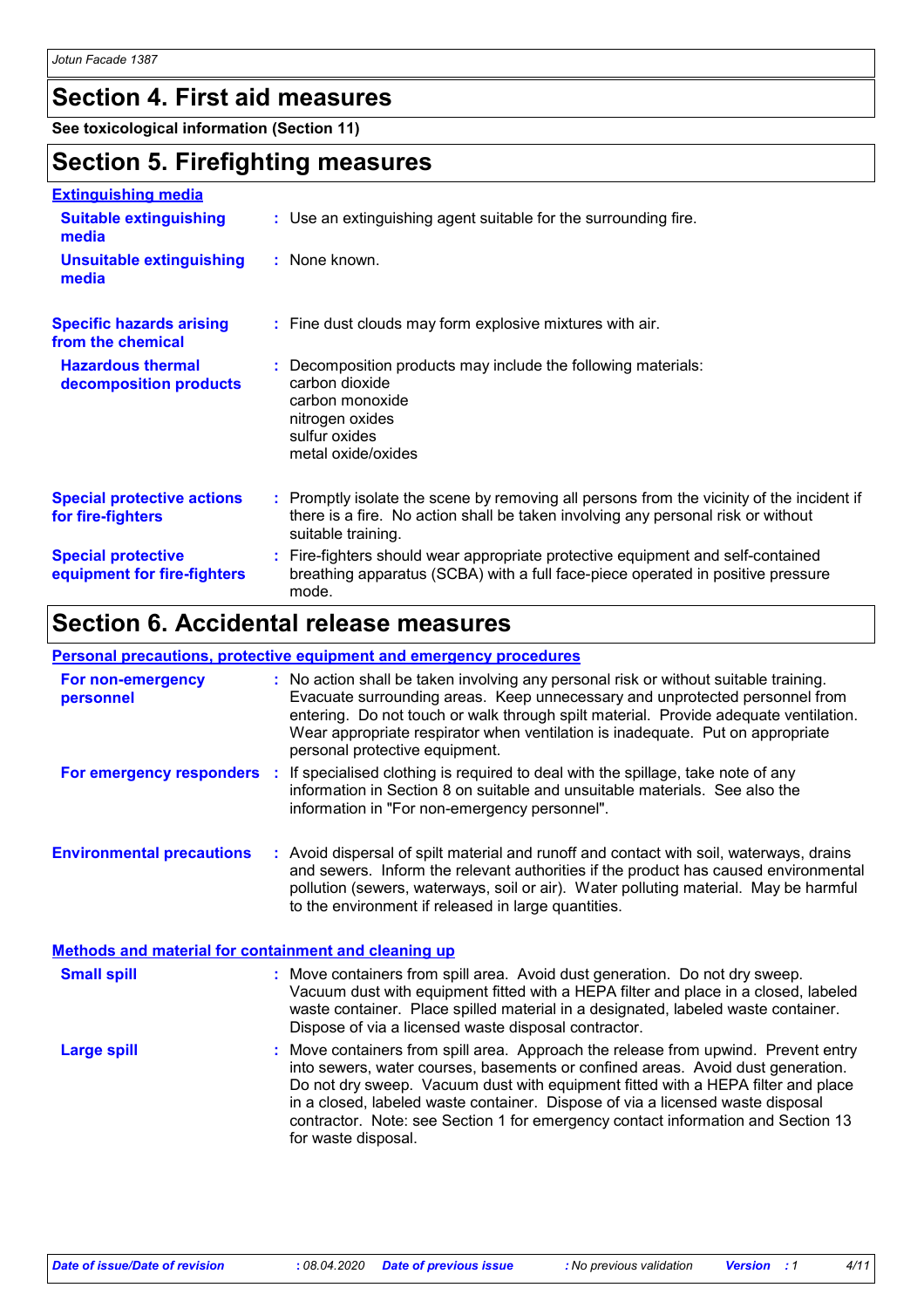## Section 4. First aid measures

**See toxicological information (Section 11)**

## Section 5. Firefighting measures

**Extinguishing media**

**Suitable extinguishing media** : Use an extinguishing agent suitable for the surrounding fire.

**Unsuitable extinguishing media** : None known.

**Specific hazards arising from the chemical** : Fine dust clouds may form explosive mixtures with air.

**Hazardous thermal decomposition products** : Decomposition products may include the following materials:
carbon dioxide
carbon monoxide
nitrogen oxides
sulfur oxides
metal oxide/oxides

**Special protective actions for fire-fighters** : Promptly isolate the scene by removing all persons from the vicinity of the incident if there is a fire. No action shall be taken involving any personal risk or without suitable training.

**Special protective equipment for fire-fighters** : Fire-fighters should wear appropriate protective equipment and self-contained breathing apparatus (SCBA) with a full face-piece operated in positive pressure mode.

## Section 6. Accidental release measures

**Personal precautions, protective equipment and emergency procedures**

**For non-emergency personnel** : No action shall be taken involving any personal risk or without suitable training. Evacuate surrounding areas. Keep unnecessary and unprotected personnel from entering. Do not touch or walk through spilt material. Provide adequate ventilation. Wear appropriate respirator when ventilation is inadequate. Put on appropriate personal protective equipment.

**For emergency responders** : If specialised clothing is required to deal with the spillage, take note of any information in Section 8 on suitable and unsuitable materials. See also the information in "For non-emergency personnel".

**Environmental precautions** : Avoid dispersal of spilt material and runoff and contact with soil, waterways, drains and sewers. Inform the relevant authorities if the product has caused environmental pollution (sewers, waterways, soil or air). Water polluting material. May be harmful to the environment if released in large quantities.

**Methods and material for containment and cleaning up**

**Small spill** : Move containers from spill area. Avoid dust generation. Do not dry sweep. Vacuum dust with equipment fitted with a HEPA filter and place in a closed, labeled waste container. Place spilled material in a designated, labeled waste container. Dispose of via a licensed waste disposal contractor.

**Large spill** : Move containers from spill area. Approach the release from upwind. Prevent entry into sewers, water courses, basements or confined areas. Avoid dust generation. Do not dry sweep. Vacuum dust with equipment fitted with a HEPA filter and place in a closed, labeled waste container. Dispose of via a licensed waste disposal contractor. Note: see Section 1 for emergency contact information and Section 13 for waste disposal.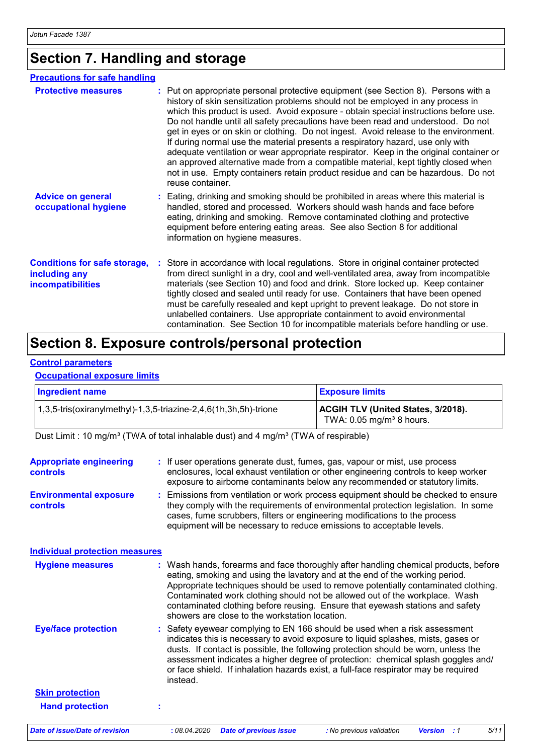## Section 7. Handling and storage

### Precautions for safe handling

**Protective measures** : Put on appropriate personal protective equipment (see Section 8). Persons with a history of skin sensitization problems should not be employed in any process in which this product is used. Avoid exposure - obtain special instructions before use. Do not handle until all safety precautions have been read and understood. Do not get in eyes or on skin or clothing. Do not ingest. Avoid release to the environment. If during normal use the material presents a respiratory hazard, use only with adequate ventilation or wear appropriate respirator. Keep in the original container or an approved alternative made from a compatible material, kept tightly closed when not in use. Empty containers retain product residue and can be hazardous. Do not reuse container.

**Advice on general occupational hygiene** : Eating, drinking and smoking should be prohibited in areas where this material is handled, stored and processed. Workers should wash hands and face before eating, drinking and smoking. Remove contaminated clothing and protective equipment before entering eating areas. See also Section 8 for additional information on hygiene measures.

**Conditions for safe storage, including any incompatibilities** : Store in accordance with local regulations. Store in original container protected from direct sunlight in a dry, cool and well-ventilated area, away from incompatible materials (see Section 10) and food and drink. Store locked up. Keep container tightly closed and sealed until ready for use. Containers that have been opened must be carefully resealed and kept upright to prevent leakage. Do not store in unlabelled containers. Use appropriate containment to avoid environmental contamination. See Section 10 for incompatible materials before handling or use.

## Section 8. Exposure controls/personal protection

### Control parameters

#### Occupational exposure limits

| Ingredient name | Exposure limits |
|---|---|
| 1,3,5-tris(oxiranylmethyl)-1,3,5-triazine-2,4,6(1h,3h,5h)-trione | **ACGIH TLV (United States, 3/2018).** TWA: 0.05 mg/m³ 8 hours. |

Dust Limit : 10 mg/m³ (TWA of total inhalable dust) and 4 mg/m³ (TWA of respirable)

**Appropriate engineering controls** : If user operations generate dust, fumes, gas, vapour or mist, use process enclosures, local exhaust ventilation or other engineering controls to keep worker exposure to airborne contaminants below any recommended or statutory limits.

**Environmental exposure controls** : Emissions from ventilation or work process equipment should be checked to ensure they comply with the requirements of environmental protection legislation. In some cases, fume scrubbers, filters or engineering modifications to the process equipment will be necessary to reduce emissions to acceptable levels.

### Individual protection measures

**Hygiene measures** : Wash hands, forearms and face thoroughly after handling chemical products, before eating, smoking and using the lavatory and at the end of the working period. Appropriate techniques should be used to remove potentially contaminated clothing. Contaminated work clothing should not be allowed out of the workplace. Wash contaminated clothing before reusing. Ensure that eyewash stations and safety showers are close to the workstation location.

**Eye/face protection** : Safety eyewear complying to EN 166 should be used when a risk assessment indicates this is necessary to avoid exposure to liquid splashes, mists, gases or dusts. If contact is possible, the following protection should be worn, unless the assessment indicates a higher degree of protection: chemical splash goggles and/or face shield. If inhalation hazards exist, a full-face respirator may be required instead.

#### Skin protection

**Hand protection** :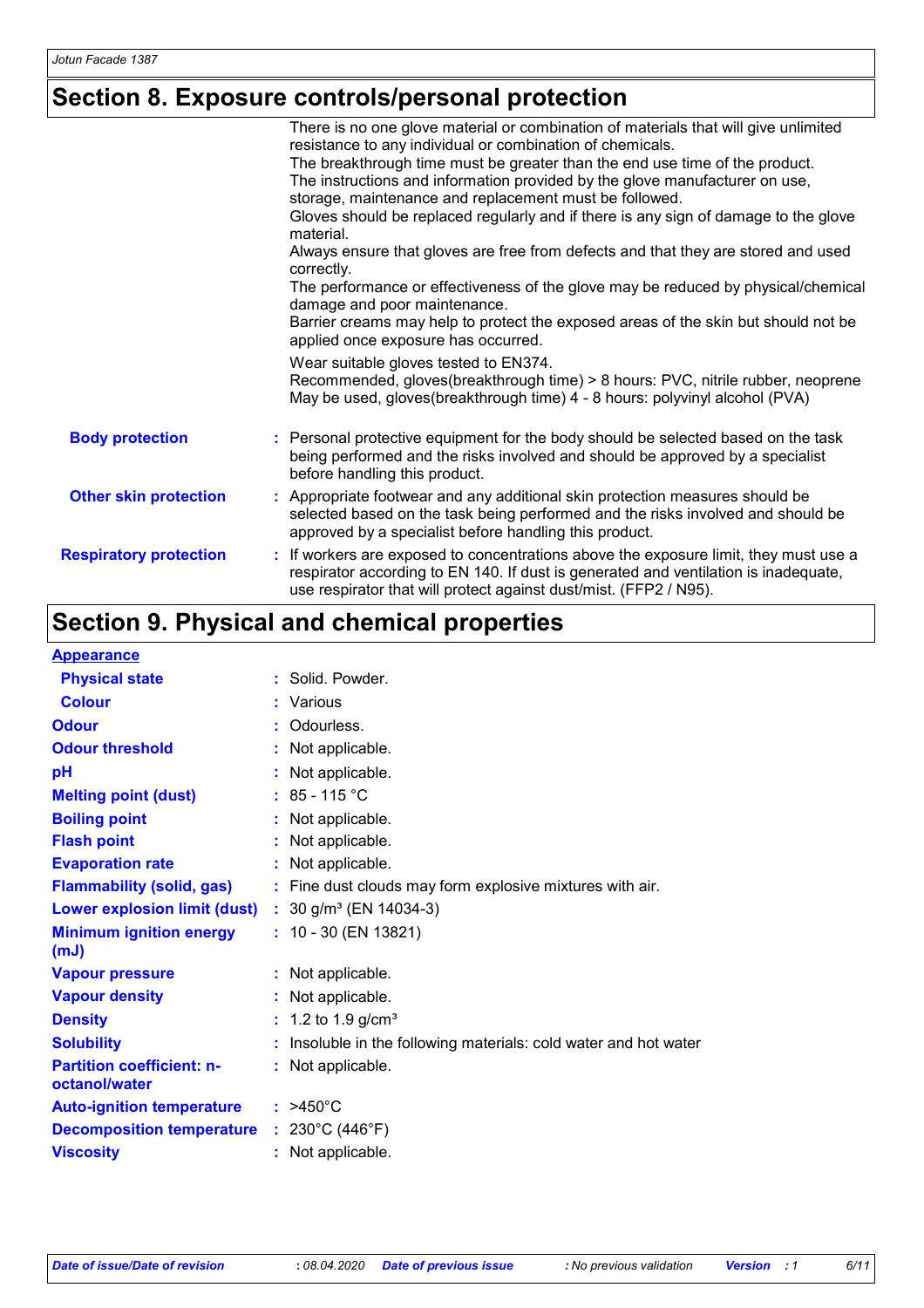## Section 8. Exposure controls/personal protection

There is no one glove material or combination of materials that will give unlimited resistance to any individual or combination of chemicals.
The breakthrough time must be greater than the end use time of the product.
The instructions and information provided by the glove manufacturer on use, storage, maintenance and replacement must be followed.
Gloves should be replaced regularly and if there is any sign of damage to the glove material.
Always ensure that gloves are free from defects and that they are stored and used correctly.
The performance or effectiveness of the glove may be reduced by physical/chemical damage and poor maintenance.
Barrier creams may help to protect the exposed areas of the skin but should not be applied once exposure has occurred.

Wear suitable gloves tested to EN374.
Recommended, gloves(breakthrough time) > 8 hours: PVC, nitrile rubber, neoprene
May be used, gloves(breakthrough time) 4 - 8 hours: polyvinyl alcohol (PVA)

**Body protection** : Personal protective equipment for the body should be selected based on the task being performed and the risks involved and should be approved by a specialist before handling this product.

**Other skin protection** : Appropriate footwear and any additional skin protection measures should be selected based on the task being performed and the risks involved and should be approved by a specialist before handling this product.

**Respiratory protection** : If workers are exposed to concentrations above the exposure limit, they must use a respirator according to EN 140. If dust is generated and ventilation is inadequate, use respirator that will protect against dust/mist. (FFP2 / N95).

## Section 9. Physical and chemical properties

**Appearance**

| | |
|---|---|
| **Physical state** | : Solid. Powder. |
| **Colour** | : Various |
| **Odour** | : Odourless. |
| **Odour threshold** | : Not applicable. |
| **pH** | : Not applicable. |
| **Melting point (dust)** | : 85 - 115 °C |
| **Boiling point** | : Not applicable. |
| **Flash point** | : Not applicable. |
| **Evaporation rate** | : Not applicable. |
| **Flammability (solid, gas)** | : Fine dust clouds may form explosive mixtures with air. |
| **Lower explosion limit (dust)** | : 30 g/m³ (EN 14034-3) |
| **Minimum ignition energy (mJ)** | : 10 - 30 (EN 13821) |
| **Vapour pressure** | : Not applicable. |
| **Vapour density** | : Not applicable. |
| **Density** | : 1.2 to 1.9 g/cm³ |
| **Solubility** | : Insoluble in the following materials: cold water and hot water |
| **Partition coefficient: n-octanol/water** | : Not applicable. |
| **Auto-ignition temperature** | : >450°C |
| **Decomposition temperature** | : 230°C (446°F) |
| **Viscosity** | : Not applicable. |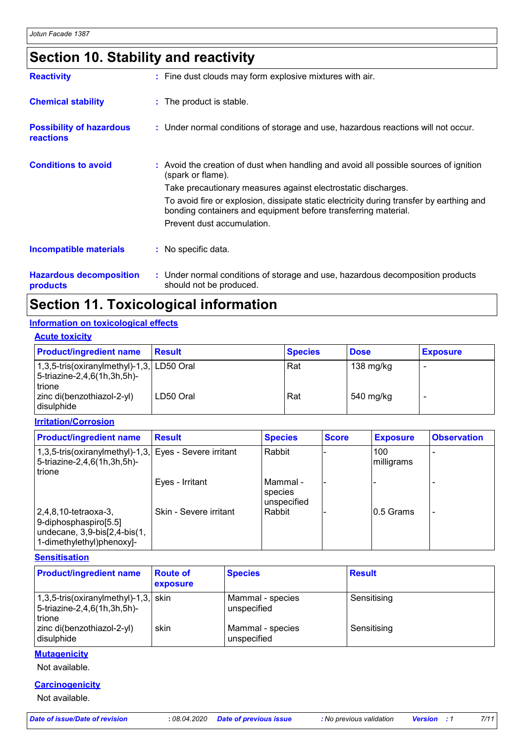## Section 10. Stability and reactivity

**Reactivity** : Fine dust clouds may form explosive mixtures with air.

**Chemical stability** : The product is stable.

**Possibility of hazardous reactions** : Under normal conditions of storage and use, hazardous reactions will not occur.

**Conditions to avoid** : Avoid the creation of dust when handling and avoid all possible sources of ignition (spark or flame).

Take precautionary measures against electrostatic discharges.

To avoid fire or explosion, dissipate static electricity during transfer by earthing and bonding containers and equipment before transferring material.

Prevent dust accumulation.

**Incompatible materials** : No specific data.

**Hazardous decomposition products** : Under normal conditions of storage and use, hazardous decomposition products should not be produced.

## Section 11. Toxicological information

**Information on toxicological effects**

**Acute toxicity**

| Product/ingredient name | Result | Species | Dose | Exposure |
|---|---|---|---|---|
| 1,3,5-tris(oxiranylmethyl)-1,3,5-triazine-2,4,6(1h,3h,5h)-trione | LD50 Oral | Rat | 138 mg/kg | - |
| zinc di(benzothiazol-2-yl) disulphide | LD50 Oral | Rat | 540 mg/kg | - |

**Irritation/Corrosion**

| Product/ingredient name | Result | Species | Score | Exposure | Observation |
|---|---|---|---|---|---|
| 1,3,5-tris(oxiranylmethyl)-1,3,5-triazine-2,4,6(1h,3h,5h)-trione | Eyes - Severe irritant | Rabbit | - | 100 milligrams | - |
| | Eyes - Irritant | Mammal - species unspecified | - | - | - |
| 2,4,8,10-tetraoxa-3,9-diphosphaspiro[5.5] undecane, 3,9-bis[2,4-bis(1,1-dimethylethyl)phenoxy]- | Skin - Severe irritant | Rabbit | - | 0.5 Grams | - |

**Sensitisation**

| Product/ingredient name | Route of exposure | Species | Result |
|---|---|---|---|
| 1,3,5-tris(oxiranylmethyl)-1,3,5-triazine-2,4,6(1h,3h,5h)-trione | skin | Mammal - species unspecified | Sensitising |
| zinc di(benzothiazol-2-yl) disulphide | skin | Mammal - species unspecified | Sensitising |

**Mutagenicity**

Not available.

**Carcinogenicity**

Not available.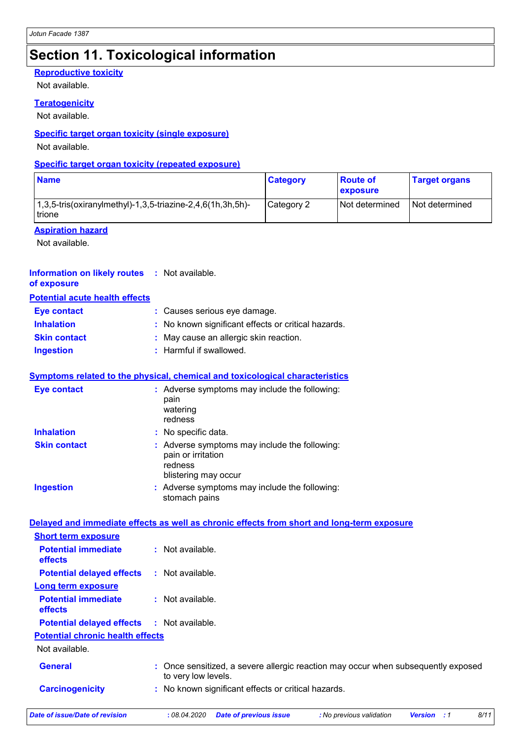# Section 11. Toxicological information

**Reproductive toxicity**

Not available.

**Teratogenicity**

Not available.

**Specific target organ toxicity (single exposure)**

Not available.

**Specific target organ toxicity (repeated exposure)**

| Name | Category | Route of exposure | Target organs |
|---|---|---|---|
| 1,3,5-tris(oxiranylmethyl)-1,3,5-triazine-2,4,6(1h,3h,5h)-trione | Category 2 | Not determined | Not determined |

**Aspiration hazard**

Not available.

**Information on likely routes of exposure** : Not available.

**Potential acute health effects**

**Eye contact** : Causes serious eye damage.

**Inhalation** : No known significant effects or critical hazards.

**Skin contact** : May cause an allergic skin reaction.

**Ingestion** : Harmful if swallowed.

**Symptoms related to the physical, chemical and toxicological characteristics**

**Eye contact** : Adverse symptoms may include the following:
pain
watering
redness

**Inhalation** : No specific data.

**Skin contact** : Adverse symptoms may include the following:
pain or irritation
redness
blistering may occur

**Ingestion** : Adverse symptoms may include the following:
stomach pains

**Delayed and immediate effects as well as chronic effects from short and long-term exposure**

**Short term exposure**

**Potential immediate effects** : Not available.

**Potential delayed effects** : Not available.

**Long term exposure**

**Potential immediate effects** : Not available.

**Potential delayed effects** : Not available.

**Potential chronic health effects**

Not available.

**General** : Once sensitized, a severe allergic reaction may occur when subsequently exposed to very low levels.

**Carcinogenicity** : No known significant effects or critical hazards.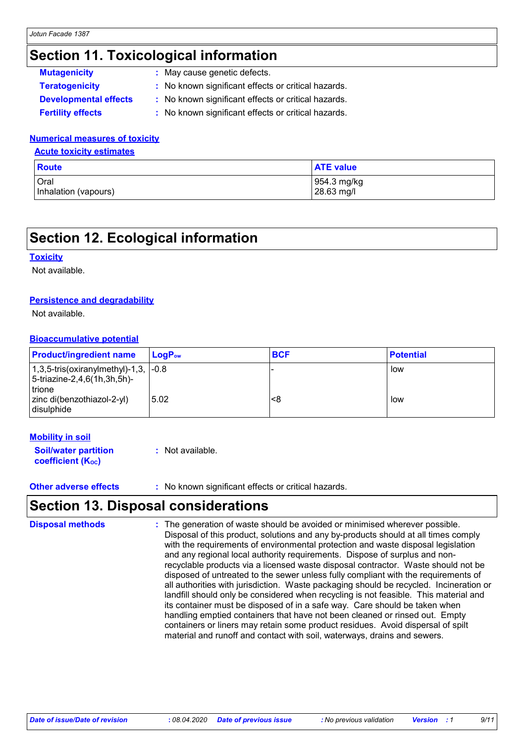# Section 11. Toxicological information

**Mutagenicity** : May cause genetic defects.

**Teratogenicity** : No known significant effects or critical hazards.

**Developmental effects** : No known significant effects or critical hazards.

**Fertility effects** : No known significant effects or critical hazards.

### Numerical measures of toxicity

#### Acute toxicity estimates

| Route | ATE value |
|---|---|
| Oral<br>Inhalation (vapours) | 954.3 mg/kg<br>28.63 mg/l |

# Section 12. Ecological information

### Toxicity

Not available.

### Persistence and degradability

Not available.

### Bioaccumulative potential

| Product/ingredient name | $LogP_{ow}$ | BCF | Potential |
|---|---|---|---|
| 1,3,5-tris(oxiranylmethyl)-1,3,5-triazine-2,4,6(1h,3h,5h)-trione | -0.8 | - | low |
| zinc di(benzothiazol-2-yl) disulphide | 5.02 | <8 | low |

### Mobility in soil

**Soil/water partition coefficient ($K_{OC}$)** : Not available.

**Other adverse effects** : No known significant effects or critical hazards.

# Section 13. Disposal considerations

**Disposal methods** : The generation of waste should be avoided or minimised wherever possible. Disposal of this product, solutions and any by-products should at all times comply with the requirements of environmental protection and waste disposal legislation and any regional local authority requirements. Dispose of surplus and non-recyclable products via a licensed waste disposal contractor. Waste should not be disposed of untreated to the sewer unless fully compliant with the requirements of all authorities with jurisdiction. Waste packaging should be recycled. Incineration or landfill should only be considered when recycling is not feasible. This material and its container must be disposed of in a safe way. Care should be taken when handling emptied containers that have not been cleaned or rinsed out. Empty containers or liners may retain some product residues. Avoid dispersal of spilt material and runoff and contact with soil, waterways, drains and sewers.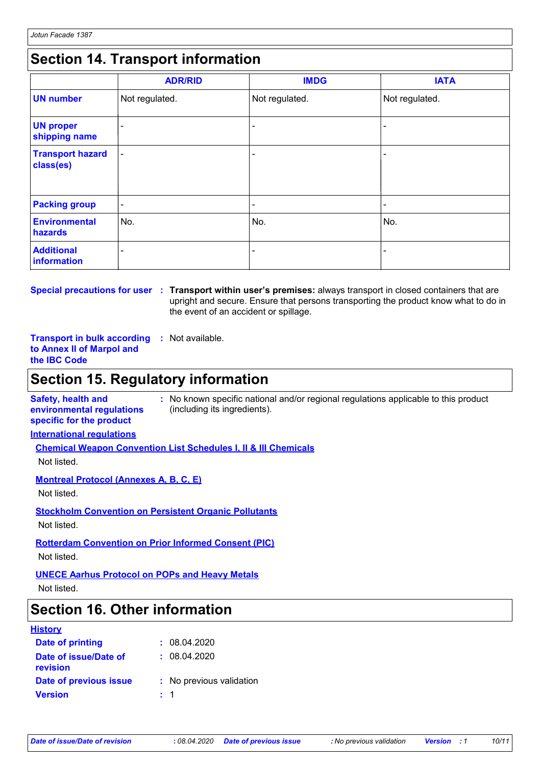## Section 14. Transport information

| | ADR/RID | IMDG | IATA |
|---|---|---|---|
| **UN number** | Not regulated. | Not regulated. | Not regulated. |
| **UN proper shipping name** | - | - | - |
| **Transport hazard class(es)** | - | - | - |
| **Packing group** | - | - | - |
| **Environmental hazards** | No. | No. | No. |
| **Additional information** | - | - | - |

**Special precautions for user** : **Transport within user's premises:** always transport in closed containers that are upright and secure. Ensure that persons transporting the product know what to do in the event of an accident or spillage.

**Transport in bulk according to Annex II of Marpol and the IBC Code** : Not available.

## Section 15. Regulatory information

**Safety, health and environmental regulations specific for the product** : No known specific national and/or regional regulations applicable to this product (including its ingredients).

**International regulations**

**Chemical Weapon Convention List Schedules I, II & III Chemicals**

Not listed.

**Montreal Protocol (Annexes A, B, C, E)**

Not listed.

**Stockholm Convention on Persistent Organic Pollutants**

Not listed.

**Rotterdam Convention on Prior Informed Consent (PIC)**

Not listed.

**UNECE Aarhus Protocol on POPs and Heavy Metals**

Not listed.

## Section 16. Other information

**History**

**Date of printing** : 08.04.2020

**Date of issue/Date of revision** : 08.04.2020

**Date of previous issue** : No previous validation

**Version** : 1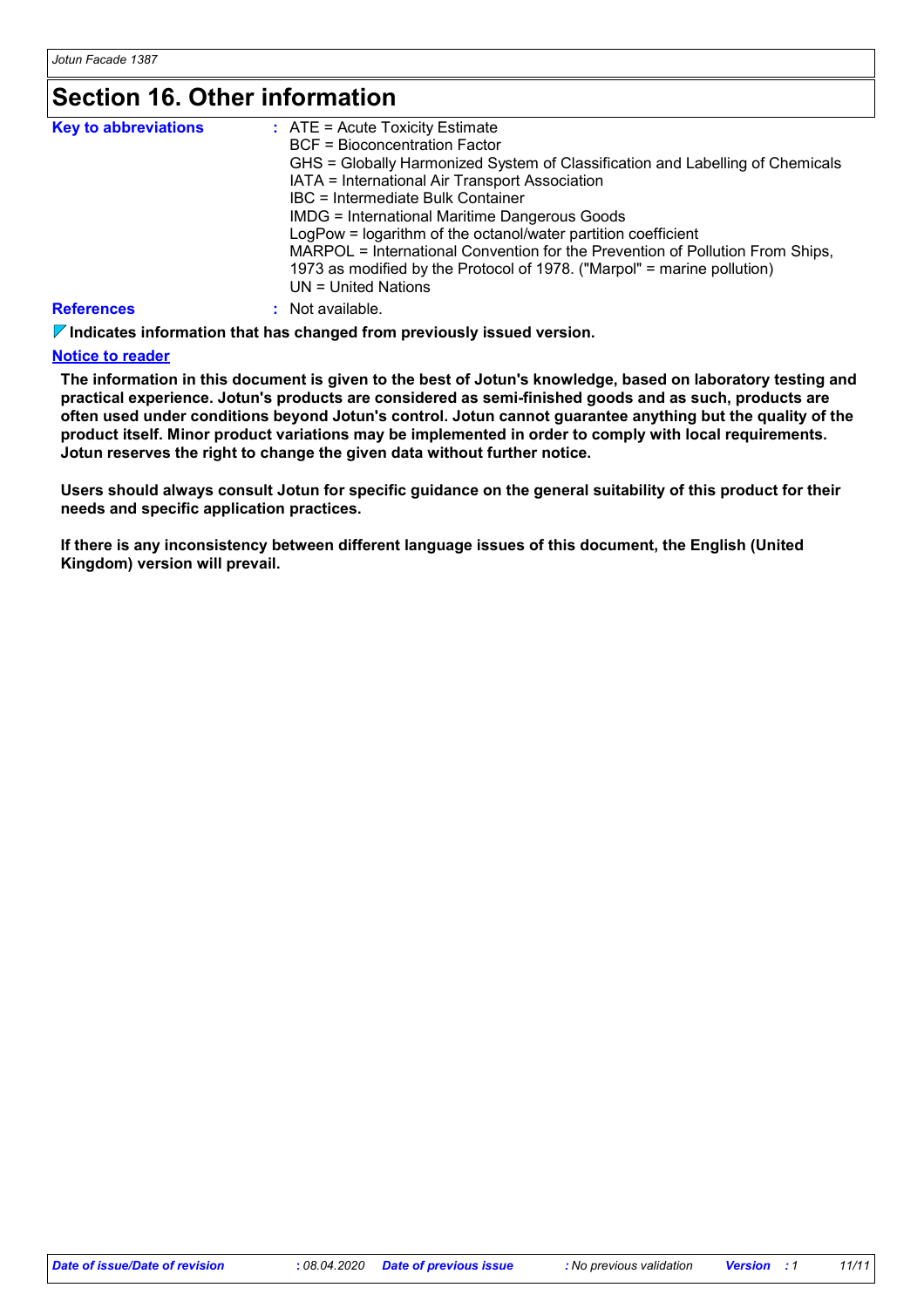# Section 16. Other information

**Key to abbreviations** : ATE = Acute Toxicity Estimate
BCF = Bioconcentration Factor
GHS = Globally Harmonized System of Classification and Labelling of Chemicals
IATA = International Air Transport Association
IBC = Intermediate Bulk Container
IMDG = International Maritime Dangerous Goods
LogPow = logarithm of the octanol/water partition coefficient
MARPOL = International Convention for the Prevention of Pollution From Ships, 1973 as modified by the Protocol of 1978. ("Marpol" = marine pollution)
UN = United Nations

**References** : Not available.

**Indicates information that has changed from previously issued version.**

**Notice to reader**

**The information in this document is given to the best of Jotun's knowledge, based on laboratory testing and practical experience. Jotun's products are considered as semi-finished goods and as such, products are often used under conditions beyond Jotun's control. Jotun cannot guarantee anything but the quality of the product itself. Minor product variations may be implemented in order to comply with local requirements. Jotun reserves the right to change the given data without further notice.**

**Users should always consult Jotun for specific guidance on the general suitability of this product for their needs and specific application practices.**

**If there is any inconsistency between different language issues of this document, the English (United Kingdom) version will prevail.**

*Date of issue/Date of revision* : 08.04.2020 *Date of previous issue* : No previous validation *Version* : 1